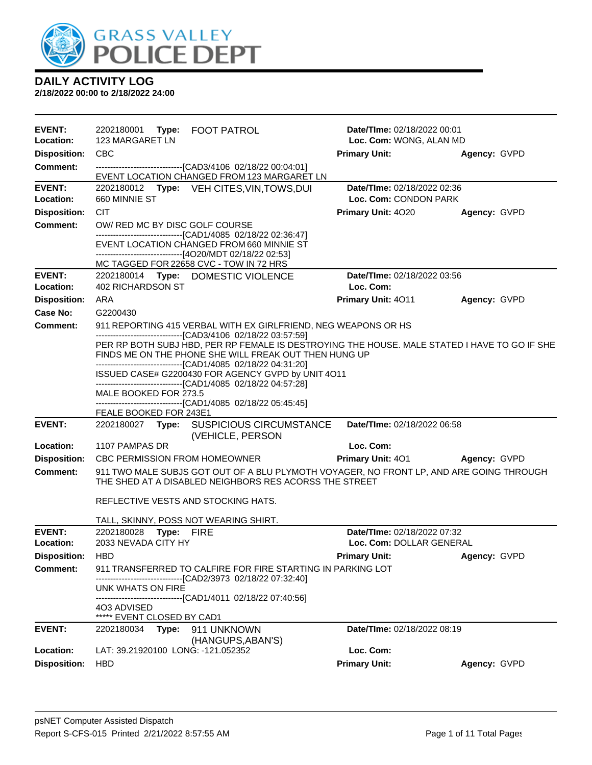# DAILY ACTIVITY LOG

**2/18/2022 00:00 to 2/18/2022 24:00**

---

**EVENT:** 2202180001 **Type:** FOOT PATROL **Date/TIme:** 02/18/2022 00:01
**Location:** 123 MARGARET LN **Loc. Com:** WONG, ALAN MD
**Disposition:** CBC **Primary Unit:** **Agency:** GVPD
**Comment:**
------------------------------[CAD3/4106 02/18/22 00:04:01]
EVENT LOCATION CHANGED FROM 123 MARGARET LN

---

**EVENT:** 2202180012 **Type:** VEH CITES,VIN,TOWS,DUI **Date/TIme:** 02/18/2022 02:36
**Location:** 660 MINNIE ST **Loc. Com:** CONDON PARK
**Disposition:** CIT **Primary Unit:** 4O20 **Agency:** GVPD
**Comment:** OW/ RED MC BY DISC GOLF COURSE
------------------------------[CAD1/4085 02/18/22 02:36:47]
EVENT LOCATION CHANGED FROM 660 MINNIE ST
------------------------------[4O20/MDT 02/18/22 02:53]
MC TAGGED FOR 22658 CVC - TOW IN 72 HRS

---

**EVENT:** 2202180014 **Type:** DOMESTIC VIOLENCE **Date/TIme:** 02/18/2022 03:56
**Location:** 402 RICHARDSON ST **Loc. Com:**
**Disposition:** ARA **Primary Unit:** 4O11 **Agency:** GVPD
**Case No:** G2200430
**Comment:** 911 REPORTING 415 VERBAL WITH EX GIRLFRIEND, NEG WEAPONS OR HS
------------------------------[CAD3/4106 02/18/22 03:57:59]
PER RP BOTH SUBJ HBD, PER RP FEMALE IS DESTROYING THE HOUSE. MALE STATED I HAVE TO GO IF SHE FINDS ME ON THE PHONE SHE WILL FREAK OUT THEN HUNG UP
------------------------------[CAD1/4085 02/18/22 04:31:20]
ISSUED CASE# G2200430 FOR AGENCY GVPD by UNIT 4O11
------------------------------[CAD1/4085 02/18/22 04:57:28]
MALE BOOKED FOR 273.5
------------------------------[CAD1/4085 02/18/22 05:45:45]
FEALE BOOKED FOR 243E1

---

**EVENT:** 2202180027 **Type:** SUSPICIOUS CIRCUMSTANCE (VEHICLE, PERSON **Date/TIme:** 02/18/2022 06:58
**Location:** 1107 PAMPAS DR **Loc. Com:**
**Disposition:** CBC PERMISSION FROM HOMEOWNER **Primary Unit:** 4O1 **Agency:** GVPD
**Comment:** 911 TWO MALE SUBJS GOT OUT OF A BLU PLYMOTH VOYAGER, NO FRONT LP, AND ARE GOING THROUGH THE SHED AT A DISABLED NEIGHBORS RES ACORSS THE STREET

REFLECTIVE VESTS AND STOCKING HATS.

TALL, SKINNY, POSS NOT WEARING SHIRT.

---

**EVENT:** 2202180028 **Type:** FIRE **Date/TIme:** 02/18/2022 07:32
**Location:** 2033 NEVADA CITY HY **Loc. Com:** DOLLAR GENERAL
**Disposition:** HBD **Primary Unit:** **Agency:** GVPD
**Comment:** 911 TRANSFERRED TO CALFIRE FOR FIRE STARTING IN PARKING LOT
------------------------------[CAD2/3973 02/18/22 07:32:40]
UNK WHATS ON FIRE
------------------------------[CAD1/4011 02/18/22 07:40:56]
4O3 ADVISED
***** EVENT CLOSED BY CAD1

---

**EVENT:** 2202180034 **Type:** 911 UNKNOWN (HANGUPS,ABAN'S) **Date/TIme:** 02/18/2022 08:19
**Location:** LAT: 39.21920100 LONG: -121.052352 **Loc. Com:**
**Disposition:** HBD **Primary Unit:** **Agency:** GVPD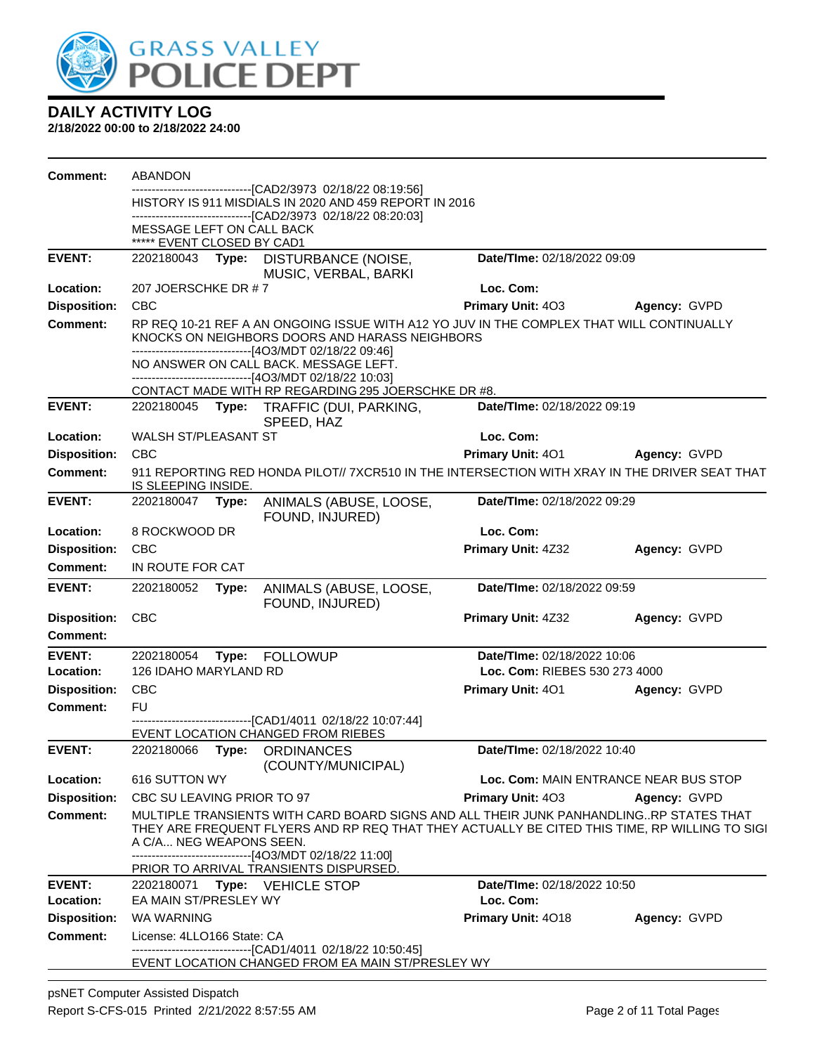# DAILY ACTIVITY LOG

**2/18/2022 00:00 to 2/18/2022 24:00**

**Comment:** ABANDON
------------------------------[CAD2/3973 02/18/22 08:19:56]
HISTORY IS 911 MISDIALS IN 2020 AND 459 REPORT IN 2016
------------------------------[CAD2/3973 02/18/22 08:20:03]
MESSAGE LEFT ON CALL BACK
***** EVENT CLOSED BY CAD1

---

**EVENT:** 2202180043 **Type:** DISTURBANCE (NOISE, MUSIC, VERBAL, BARKI **Date/TIme:** 02/18/2022 09:09
**Location:** 207 JOERSCHKE DR # 7 **Loc. Com:**
**Disposition:** CBC **Primary Unit:** 4O3 **Agency:** GVPD
**Comment:** RP REQ 10-21 REF A AN ONGOING ISSUE WITH A12 YO JUV IN THE COMPLEX THAT WILL CONTINUALLY KNOCKS ON NEIGHBORS DOORS AND HARASS NEIGHBORS
------------------------------[4O3/MDT 02/18/22 09:46]
NO ANSWER ON CALL BACK. MESSAGE LEFT.
------------------------------[4O3/MDT 02/18/22 10:03]
CONTACT MADE WITH RP REGARDING 295 JOERSCHKE DR #8.

---

**EVENT:** 2202180045 **Type:** TRAFFIC (DUI, PARKING, SPEED, HAZ **Date/TIme:** 02/18/2022 09:19
**Location:** WALSH ST/PLEASANT ST **Loc. Com:**
**Disposition:** CBC **Primary Unit:** 4O1 **Agency:** GVPD
**Comment:** 911 REPORTING RED HONDA PILOT// 7XCR510 IN THE INTERSECTION WITH XRAY IN THE DRIVER SEAT THAT IS SLEEPING INSIDE.

---

**EVENT:** 2202180047 **Type:** ANIMALS (ABUSE, LOOSE, FOUND, INJURED) **Date/TIme:** 02/18/2022 09:29
**Location:** 8 ROCKWOOD DR **Loc. Com:**
**Disposition:** CBC **Primary Unit:** 4Z32 **Agency:** GVPD
**Comment:** IN ROUTE FOR CAT

---

**EVENT:** 2202180052 **Type:** ANIMALS (ABUSE, LOOSE, FOUND, INJURED) **Date/TIme:** 02/18/2022 09:59
**Disposition:** CBC **Primary Unit:** 4Z32 **Agency:** GVPD
**Comment:**

---

**EVENT:** 2202180054 **Type:** FOLLOWUP **Date/TIme:** 02/18/2022 10:06
**Location:** 126 IDAHO MARYLAND RD **Loc. Com:** RIEBES 530 273 4000
**Disposition:** CBC **Primary Unit:** 4O1 **Agency:** GVPD
**Comment:** FU
------------------------------[CAD1/4011 02/18/22 10:07:44]
EVENT LOCATION CHANGED FROM RIEBES

---

**EVENT:** 2202180066 **Type:** ORDINANCES (COUNTY/MUNICIPAL) **Date/TIme:** 02/18/2022 10:40
**Location:** 616 SUTTON WY **Loc. Com:** MAIN ENTRANCE NEAR BUS STOP
**Disposition:** CBC SU LEAVING PRIOR TO 97 **Primary Unit:** 4O3 **Agency:** GVPD
**Comment:** MULTIPLE TRANSIENTS WITH CARD BOARD SIGNS AND ALL THEIR JUNK PANHANDLING..RP STATES THAT THEY ARE FREQUENT FLYERS AND RP REQ THAT THEY ACTUALLY BE CITED THIS TIME, RP WILLING TO SIGI A C/A... NEG WEAPONS SEEN.
------------------------------[4O3/MDT 02/18/22 11:00]
PRIOR TO ARRIVAL TRANSIENTS DISPURSED.

---

**EVENT:** 2202180071 **Type:** VEHICLE STOP **Date/TIme:** 02/18/2022 10:50
**Location:** EA MAIN ST/PRESLEY WY **Loc. Com:**
**Disposition:** WA WARNING **Primary Unit:** 4O18 **Agency:** GVPD
**Comment:** License: 4LLO166 State: CA
------------------------------[CAD1/4011 02/18/22 10:50:45]
EVENT LOCATION CHANGED FROM EA MAIN ST/PRESLEY WY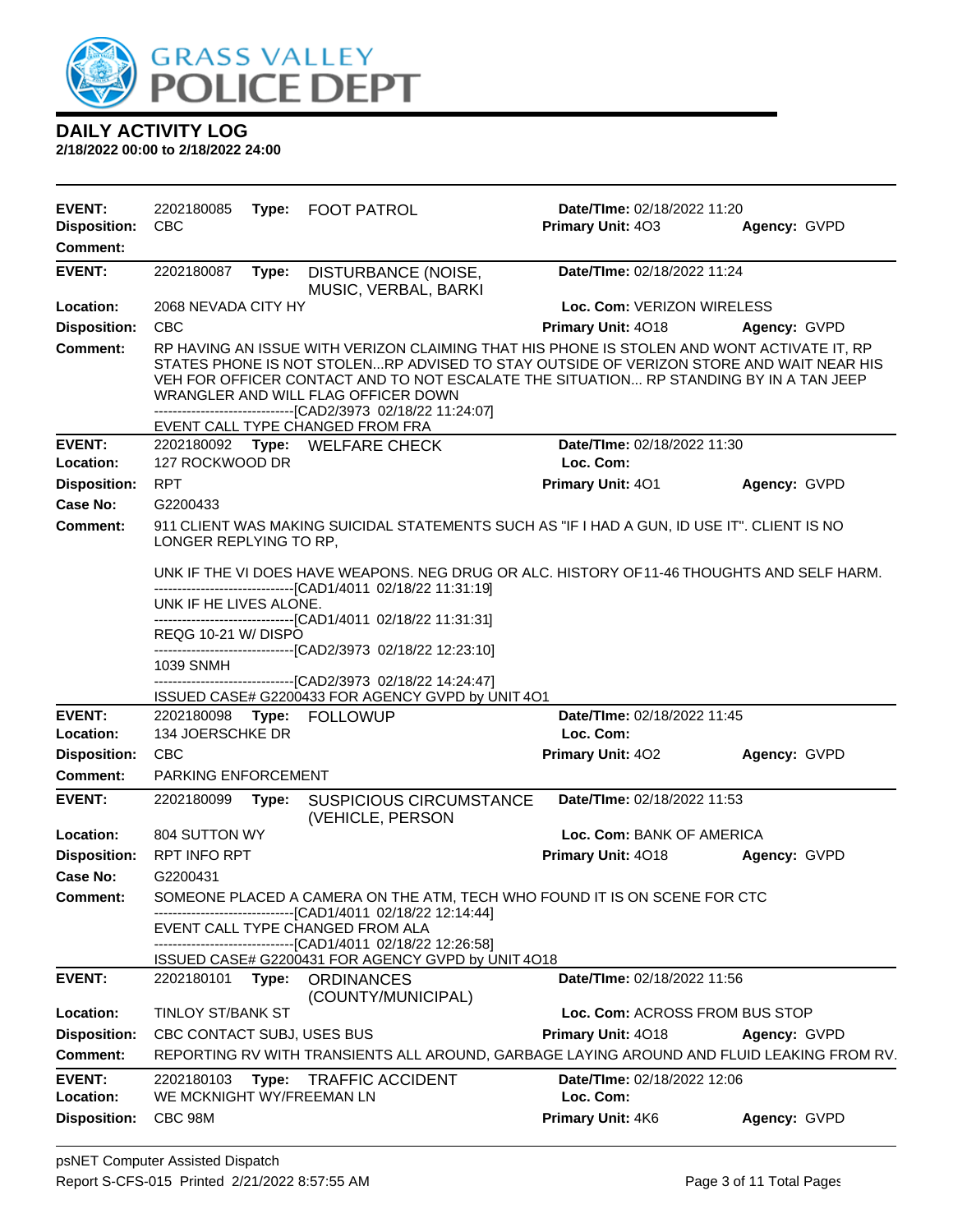# GRASS VALLEY POLICE DEPT

## DAILY ACTIVITY LOG

**2/18/2022 00:00 to 2/18/2022 24:00**

---

**EVENT:** 2202180085 **Type:** FOOT PATROL **Date/TIme:** 02/18/2022 11:20
**Disposition:** CBC **Primary Unit:** 4O3 **Agency:** GVPD
**Comment:**

---

**EVENT:** 2202180087 **Type:** DISTURBANCE (NOISE, MUSIC, VERBAL, BARKI **Date/TIme:** 02/18/2022 11:24
**Location:** 2068 NEVADA CITY HY **Loc. Com:** VERIZON WIRELESS
**Disposition:** CBC **Primary Unit:** 4O18 **Agency:** GVPD
**Comment:** RP HAVING AN ISSUE WITH VERIZON CLAIMING THAT HIS PHONE IS STOLEN AND WONT ACTIVATE IT, RP STATES PHONE IS NOT STOLEN...RP ADVISED TO STAY OUTSIDE OF VERIZON STORE AND WAIT NEAR HIS VEH FOR OFFICER CONTACT AND TO NOT ESCALATE THE SITUATION... RP STANDING BY IN A TAN JEEP WRANGLER AND WILL FLAG OFFICER DOWN
------------------------------[CAD2/3973 02/18/22 11:24:07]
EVENT CALL TYPE CHANGED FROM FRA

---

**EVENT:** 2202180092 **Type:** WELFARE CHECK **Date/TIme:** 02/18/2022 11:30
**Location:** 127 ROCKWOOD DR **Loc. Com:**
**Disposition:** RPT **Primary Unit:** 4O1 **Agency:** GVPD
**Case No:** G2200433
**Comment:** 911 CLIENT WAS MAKING SUICIDAL STATEMENTS SUCH AS "IF I HAD A GUN, ID USE IT". CLIENT IS NO LONGER REPLYING TO RP,

UNK IF THE VI DOES HAVE WEAPONS. NEG DRUG OR ALC. HISTORY OF11-46 THOUGHTS AND SELF HARM.
------------------------------[CAD1/4011 02/18/22 11:31:19]
UNK IF HE LIVES ALONE.
------------------------------[CAD1/4011 02/18/22 11:31:31]
REQG 10-21 W/ DISPO
------------------------------[CAD2/3973 02/18/22 12:23:10]
1039 SNMH
------------------------------[CAD2/3973 02/18/22 14:24:47]
ISSUED CASE# G2200433 FOR AGENCY GVPD by UNIT 4O1

---

**EVENT:** 2202180098 **Type:** FOLLOWUP **Date/TIme:** 02/18/2022 11:45
**Location:** 134 JOERSCHKE DR **Loc. Com:**
**Disposition:** CBC **Primary Unit:** 4O2 **Agency:** GVPD
**Comment:** PARKING ENFORCEMENT

---

**EVENT:** 2202180099 **Type:** SUSPICIOUS CIRCUMSTANCE (VEHICLE, PERSON **Date/TIme:** 02/18/2022 11:53
**Location:** 804 SUTTON WY **Loc. Com:** BANK OF AMERICA
**Disposition:** RPT INFO RPT **Primary Unit:** 4O18 **Agency:** GVPD
**Case No:** G2200431
**Comment:** SOMEONE PLACED A CAMERA ON THE ATM, TECH WHO FOUND IT IS ON SCENE FOR CTC
------------------------------[CAD1/4011 02/18/22 12:14:44]
EVENT CALL TYPE CHANGED FROM ALA
------------------------------[CAD1/4011 02/18/22 12:26:58]
ISSUED CASE# G2200431 FOR AGENCY GVPD by UNIT 4O18

---

**EVENT:** 2202180101 **Type:** ORDINANCES (COUNTY/MUNICIPAL) **Date/TIme:** 02/18/2022 11:56
**Location:** TINLOY ST/BANK ST **Loc. Com:** ACROSS FROM BUS STOP
**Disposition:** CBC CONTACT SUBJ, USES BUS **Primary Unit:** 4O18 **Agency:** GVPD
**Comment:** REPORTING RV WITH TRANSIENTS ALL AROUND, GARBAGE LAYING AROUND AND FLUID LEAKING FROM RV.

---

**EVENT:** 2202180103 **Type:** TRAFFIC ACCIDENT **Date/TIme:** 02/18/2022 12:06
**Location:** WE MCKNIGHT WY/FREEMAN LN **Loc. Com:**
**Disposition:** CBC 98M **Primary Unit:** 4K6 **Agency:** GVPD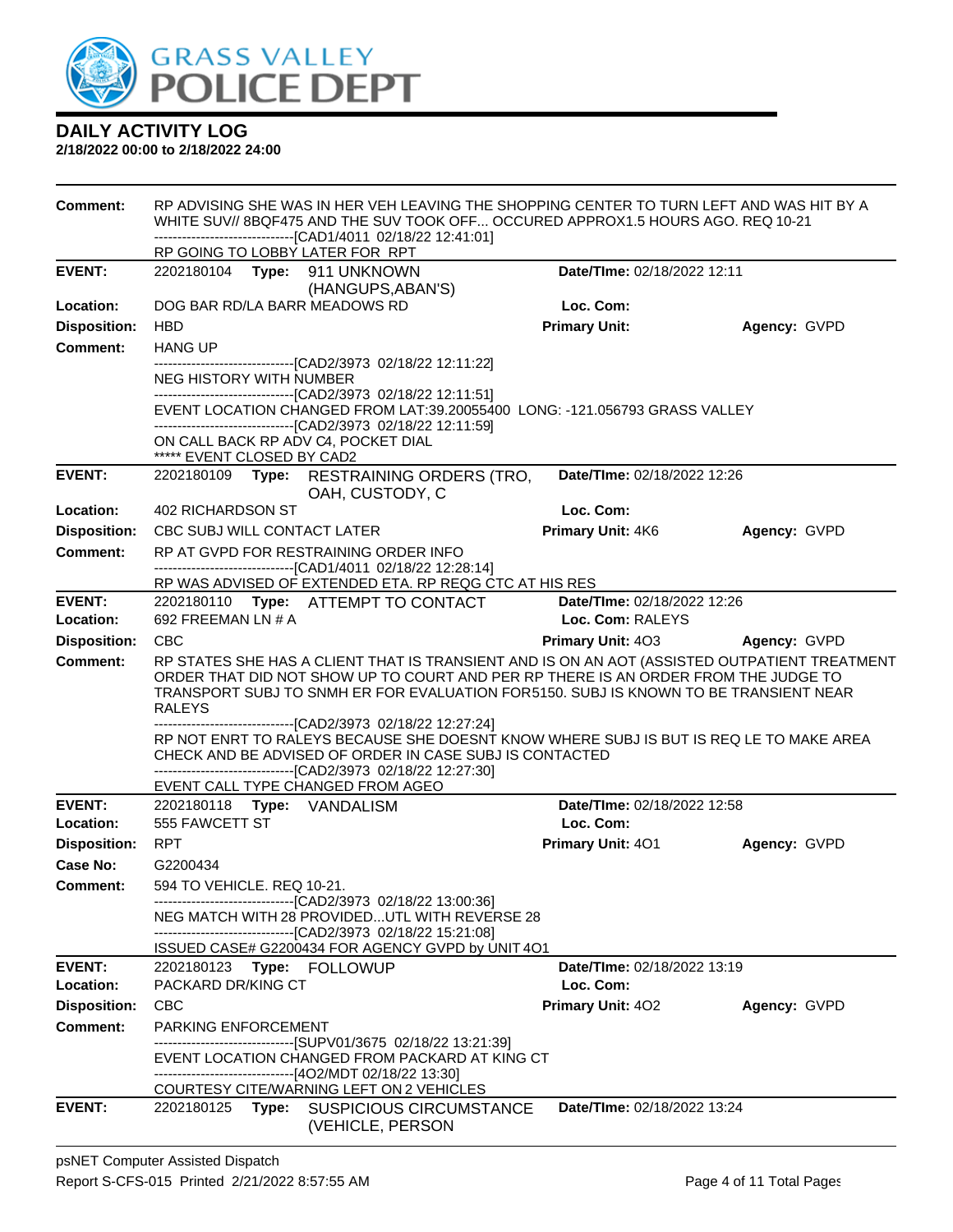# DAILY ACTIVITY LOG

**2/18/2022 00:00 to 2/18/2022 24:00**

**Comment:** RP ADVISING SHE WAS IN HER VEH LEAVING THE SHOPPING CENTER TO TURN LEFT AND WAS HIT BY A WHITE SUV// 8BQF475 AND THE SUV TOOK OFF... OCCURED APPROX1.5 HOURS AGO. REQ 10-21
------------------------------[CAD1/4011 02/18/22 12:41:01]
RP GOING TO LOBBY LATER FOR RPT

---

**EVENT:** 2202180104 **Type:** 911 UNKNOWN (HANGUPS,ABAN'S) **Date/TIme:** 02/18/2022 12:11
**Location:** DOG BAR RD/LA BARR MEADOWS RD **Loc. Com:**
**Disposition:** HBD **Primary Unit:** **Agency:** GVPD
**Comment:** HANG UP
------------------------------[CAD2/3973 02/18/22 12:11:22]
NEG HISTORY WITH NUMBER
------------------------------[CAD2/3973 02/18/22 12:11:51]
EVENT LOCATION CHANGED FROM LAT:39.20055400 LONG: -121.056793 GRASS VALLEY
------------------------------[CAD2/3973 02/18/22 12:11:59]
ON CALL BACK RP ADV C4, POCKET DIAL
***** EVENT CLOSED BY CAD2

---

**EVENT:** 2202180109 **Type:** RESTRAINING ORDERS (TRO, OAH, CUSTODY, C **Date/TIme:** 02/18/2022 12:26
**Location:** 402 RICHARDSON ST **Loc. Com:**
**Disposition:** CBC SUBJ WILL CONTACT LATER **Primary Unit:** 4K6 **Agency:** GVPD
**Comment:** RP AT GVPD FOR RESTRAINING ORDER INFO
------------------------------[CAD1/4011 02/18/22 12:28:14]
RP WAS ADVISED OF EXTENDED ETA. RP REQG CTC AT HIS RES

---

**EVENT:** 2202180110 **Type:** ATTEMPT TO CONTACT **Date/TIme:** 02/18/2022 12:26
**Location:** 692 FREEMAN LN # A **Loc. Com:** RALEYS
**Disposition:** CBC **Primary Unit:** 4O3 **Agency:** GVPD
**Comment:** RP STATES SHE HAS A CLIENT THAT IS TRANSIENT AND IS ON AN AOT (ASSISTED OUTPATIENT TREATMENT ORDER THAT DID NOT SHOW UP TO COURT AND PER RP THERE IS AN ORDER FROM THE JUDGE TO TRANSPORT SUBJ TO SNMH ER FOR EVALUATION FOR5150. SUBJ IS KNOWN TO BE TRANSIENT NEAR RALEYS
------------------------------[CAD2/3973 02/18/22 12:27:24]
RP NOT ENRT TO RALEYS BECAUSE SHE DOESNT KNOW WHERE SUBJ IS BUT IS REQ LE TO MAKE AREA CHECK AND BE ADVISED OF ORDER IN CASE SUBJ IS CONTACTED
------------------------------[CAD2/3973 02/18/22 12:27:30]
EVENT CALL TYPE CHANGED FROM AGEO

---

**EVENT:** 2202180118 **Type:** VANDALISM **Date/TIme:** 02/18/2022 12:58
**Location:** 555 FAWCETT ST **Loc. Com:**
**Disposition:** RPT **Primary Unit:** 4O1 **Agency:** GVPD
**Case No:** G2200434
**Comment:** 594 TO VEHICLE. REQ 10-21.
------------------------------[CAD2/3973 02/18/22 13:00:36]
NEG MATCH WITH 28 PROVIDED...UTL WITH REVERSE 28
------------------------------[CAD2/3973 02/18/22 15:21:08]
ISSUED CASE# G2200434 FOR AGENCY GVPD by UNIT 4O1

---

**EVENT:** 2202180123 **Type:** FOLLOWUP **Date/TIme:** 02/18/2022 13:19
**Location:** PACKARD DR/KING CT **Loc. Com:**
**Disposition:** CBC **Primary Unit:** 4O2 **Agency:** GVPD
**Comment:** PARKING ENFORCEMENT
------------------------------[SUPV01/3675 02/18/22 13:21:39]
EVENT LOCATION CHANGED FROM PACKARD AT KING CT
------------------------------[4O2/MDT 02/18/22 13:30]
COURTESY CITE/WARNING LEFT ON 2 VEHICLES

---

**EVENT:** 2202180125 **Type:** SUSPICIOUS CIRCUMSTANCE (VEHICLE, PERSON **Date/TIme:** 02/18/2022 13:24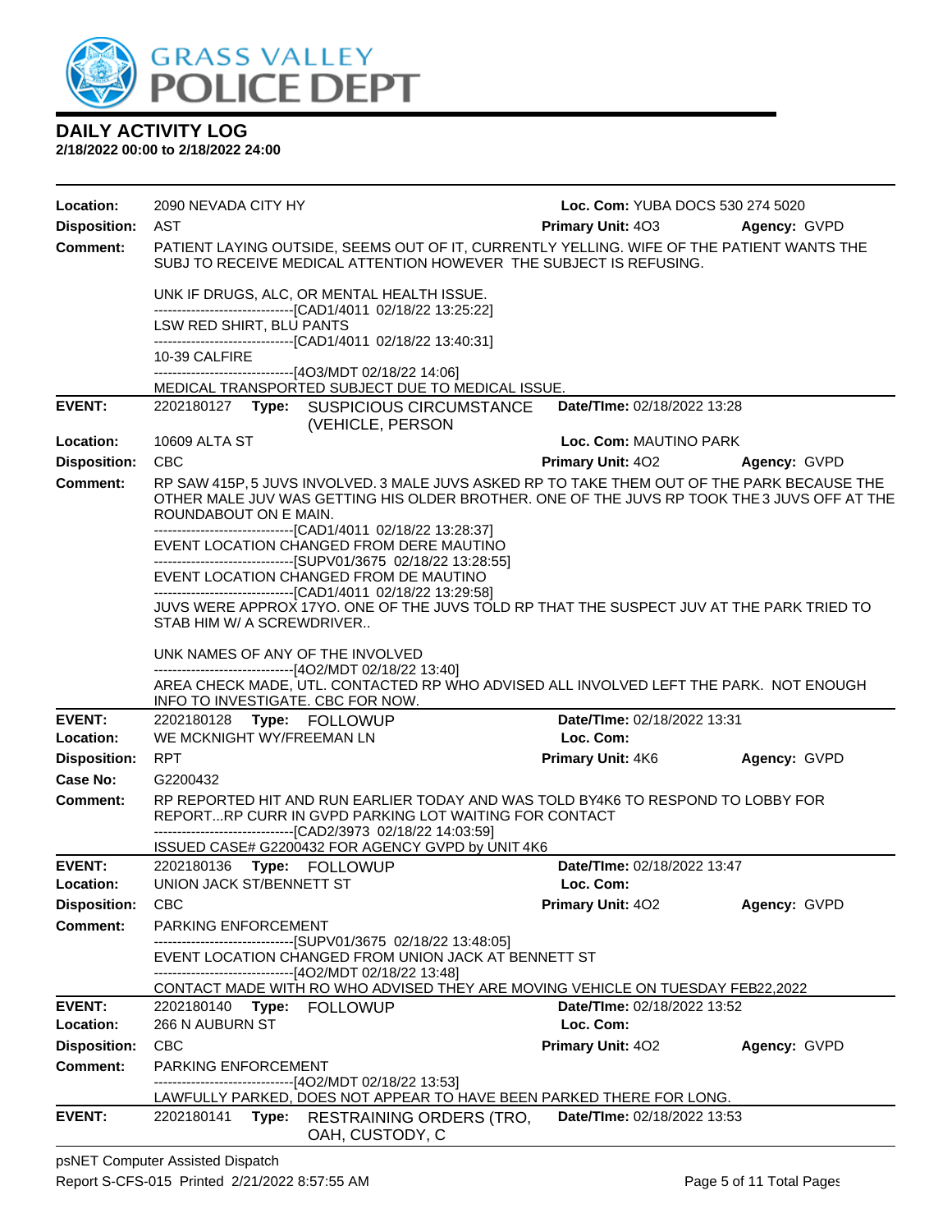# DAILY ACTIVITY LOG

**2/18/2022 00:00 to 2/18/2022 24:00**

**Location:** 2090 NEVADA CITY HY — **Loc. Com:** YUBA DOCS 530 274 5020
**Disposition:** AST — **Primary Unit:** 4O3 — **Agency:** GVPD
**Comment:** PATIENT LAYING OUTSIDE, SEEMS OUT OF IT, CURRENTLY YELLING. WIFE OF THE PATIENT WANTS THE SUBJ TO RECEIVE MEDICAL ATTENTION HOWEVER THE SUBJECT IS REFUSING.

UNK IF DRUGS, ALC, OR MENTAL HEALTH ISSUE.
------------------------------[CAD1/4011 02/18/22 13:25:22]
LSW RED SHIRT, BLU PANTS
------------------------------[CAD1/4011 02/18/22 13:40:31]
10-39 CALFIRE
------------------------------[4O3/MDT 02/18/22 14:06]
MEDICAL TRANSPORTED SUBJECT DUE TO MEDICAL ISSUE.

---

**EVENT:** 2202180127 **Type:** SUSPICIOUS CIRCUMSTANCE (VEHICLE, PERSON — **Date/TIme:** 02/18/2022 13:28
**Location:** 10609 ALTA ST — **Loc. Com:** MAUTINO PARK
**Disposition:** CBC — **Primary Unit:** 4O2 — **Agency:** GVPD
**Comment:** RP SAW 415P, 5 JUVS INVOLVED. 3 MALE JUVS ASKED RP TO TAKE THEM OUT OF THE PARK BECAUSE THE OTHER MALE JUV WAS GETTING HIS OLDER BROTHER. ONE OF THE JUVS RP TOOK THE 3 JUVS OFF AT THE ROUNDABOUT ON E MAIN.
------------------------------[CAD1/4011 02/18/22 13:28:37]
EVENT LOCATION CHANGED FROM DERE MAUTINO
------------------------------[SUPV01/3675 02/18/22 13:28:55]
EVENT LOCATION CHANGED FROM DE MAUTINO
------------------------------[CAD1/4011 02/18/22 13:29:58]
JUVS WERE APPROX 17YO. ONE OF THE JUVS TOLD RP THAT THE SUSPECT JUV AT THE PARK TRIED TO STAB HIM W/ A SCREWDRIVER..

UNK NAMES OF ANY OF THE INVOLVED
------------------------------[4O2/MDT 02/18/22 13:40]
AREA CHECK MADE, UTL. CONTACTED RP WHO ADVISED ALL INVOLVED LEFT THE PARK. NOT ENOUGH INFO TO INVESTIGATE. CBC FOR NOW.

---

**EVENT:** 2202180128 **Type:** FOLLOWUP — **Date/TIme:** 02/18/2022 13:31
**Location:** WE MCKNIGHT WY/FREEMAN LN — **Loc. Com:**
**Disposition:** RPT — **Primary Unit:** 4K6 — **Agency:** GVPD
**Case No:** G2200432
**Comment:** RP REPORTED HIT AND RUN EARLIER TODAY AND WAS TOLD BY4K6 TO RESPOND TO LOBBY FOR REPORT...RP CURR IN GVPD PARKING LOT WAITING FOR CONTACT
------------------------------[CAD2/3973 02/18/22 14:03:59]
ISSUED CASE# G2200432 FOR AGENCY GVPD by UNIT 4K6

---

**EVENT:** 2202180136 **Type:** FOLLOWUP — **Date/TIme:** 02/18/2022 13:47
**Location:** UNION JACK ST/BENNETT ST — **Loc. Com:**
**Disposition:** CBC — **Primary Unit:** 4O2 — **Agency:** GVPD
**Comment:** PARKING ENFORCEMENT
------------------------------[SUPV01/3675 02/18/22 13:48:05]
EVENT LOCATION CHANGED FROM UNION JACK AT BENNETT ST
------------------------------[4O2/MDT 02/18/22 13:48]
CONTACT MADE WITH RO WHO ADVISED THEY ARE MOVING VEHICLE ON TUESDAY FEB22,2022

---

**EVENT:** 2202180140 **Type:** FOLLOWUP — **Date/TIme:** 02/18/2022 13:52
**Location:** 266 N AUBURN ST — **Loc. Com:**
**Disposition:** CBC — **Primary Unit:** 4O2 — **Agency:** GVPD
**Comment:** PARKING ENFORCEMENT
------------------------------[4O2/MDT 02/18/22 13:53]
LAWFULLY PARKED, DOES NOT APPEAR TO HAVE BEEN PARKED THERE FOR LONG.

---

**EVENT:** 2202180141 **Type:** RESTRAINING ORDERS (TRO, OAH, CUSTODY, C — **Date/TIme:** 02/18/2022 13:53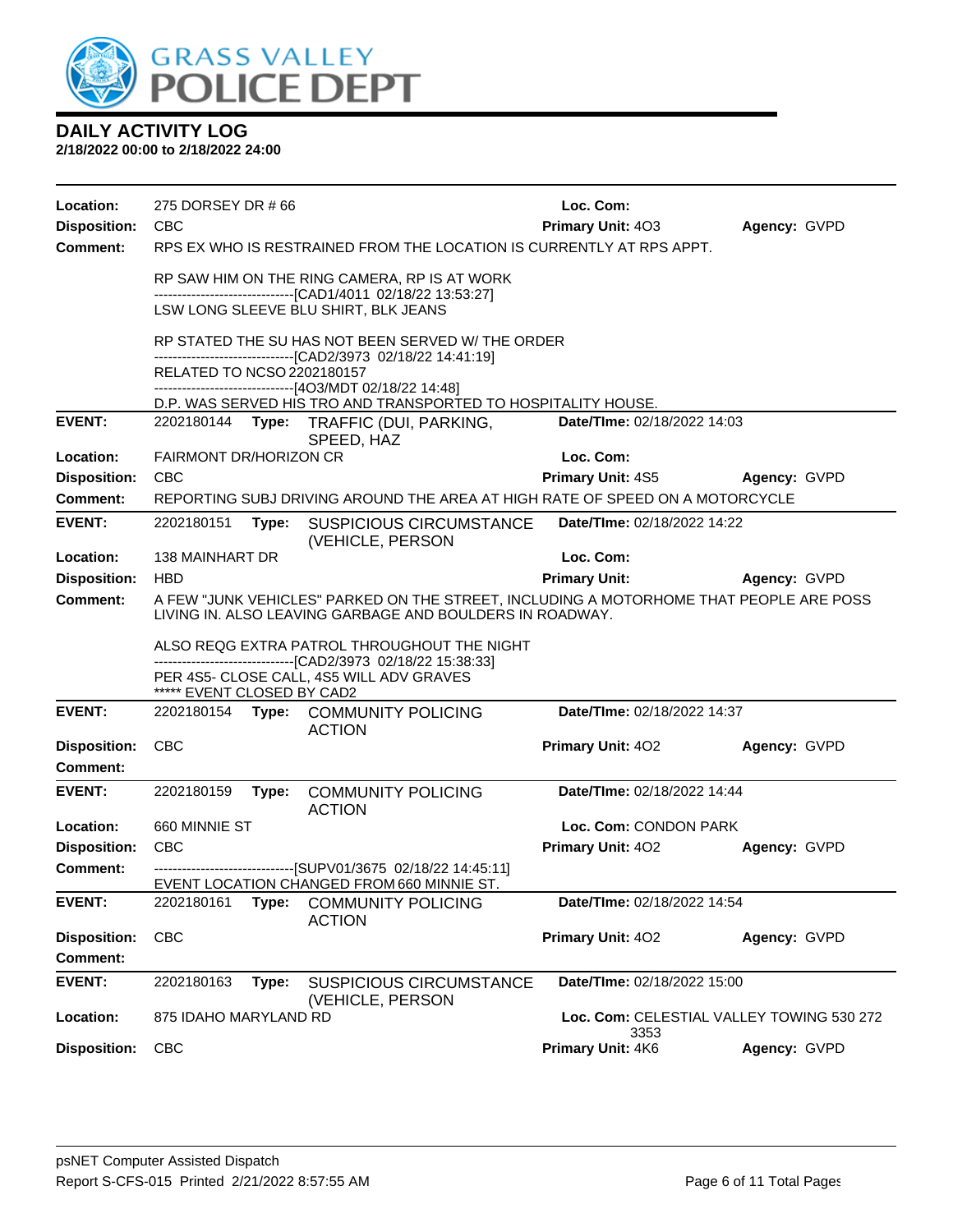# DAILY ACTIVITY LOG

**2/18/2022 00:00 to 2/18/2022 24:00**

**Location:** 275 DORSEY DR # 66 | **Loc. Com:**
**Disposition:** CBC | **Primary Unit:** 4O3 | **Agency:** GVPD
**Comment:** RPS EX WHO IS RESTRAINED FROM THE LOCATION IS CURRENTLY AT RPS APPT.

RP SAW HIM ON THE RING CAMERA, RP IS AT WORK
------------------------------[CAD1/4011 02/18/22 13:53:27]
LSW LONG SLEEVE BLU SHIRT, BLK JEANS

RP STATED THE SU HAS NOT BEEN SERVED W/ THE ORDER
------------------------------[CAD2/3973 02/18/22 14:41:19]
RELATED TO NCSO 2202180157
------------------------------[4O3/MDT 02/18/22 14:48]
D.P. WAS SERVED HIS TRO AND TRANSPORTED TO HOSPITALITY HOUSE.

---

**EVENT:** 2202180144 **Type:** TRAFFIC (DUI, PARKING, SPEED, HAZ | **Date/TIme:** 02/18/2022 14:03
**Location:** FAIRMONT DR/HORIZON CR | **Loc. Com:**
**Disposition:** CBC | **Primary Unit:** 4S5 | **Agency:** GVPD
**Comment:** REPORTING SUBJ DRIVING AROUND THE AREA AT HIGH RATE OF SPEED ON A MOTORCYCLE

---

**EVENT:** 2202180151 **Type:** SUSPICIOUS CIRCUMSTANCE (VEHICLE, PERSON | **Date/TIme:** 02/18/2022 14:22
**Location:** 138 MAINHART DR | **Loc. Com:**
**Disposition:** HBD | **Primary Unit:** | **Agency:** GVPD
**Comment:** A FEW "JUNK VEHICLES" PARKED ON THE STREET, INCLUDING A MOTORHOME THAT PEOPLE ARE POSS LIVING IN. ALSO LEAVING GARBAGE AND BOULDERS IN ROADWAY.

ALSO REQG EXTRA PATROL THROUGHOUT THE NIGHT
------------------------------[CAD2/3973 02/18/22 15:38:33]
PER 4S5- CLOSE CALL, 4S5 WILL ADV GRAVES
***** EVENT CLOSED BY CAD2

---

**EVENT:** 2202180154 **Type:** COMMUNITY POLICING ACTION | **Date/TIme:** 02/18/2022 14:37
**Disposition:** CBC | **Primary Unit:** 4O2 | **Agency:** GVPD
**Comment:**

---

**EVENT:** 2202180159 **Type:** COMMUNITY POLICING ACTION | **Date/TIme:** 02/18/2022 14:44
**Location:** 660 MINNIE ST | **Loc. Com:** CONDON PARK
**Disposition:** CBC | **Primary Unit:** 4O2 | **Agency:** GVPD
**Comment:** ------------------------------[SUPV01/3675 02/18/22 14:45:11]
EVENT LOCATION CHANGED FROM 660 MINNIE ST.

---

**EVENT:** 2202180161 **Type:** COMMUNITY POLICING ACTION | **Date/TIme:** 02/18/2022 14:54
**Disposition:** CBC | **Primary Unit:** 4O2 | **Agency:** GVPD
**Comment:**

---

**EVENT:** 2202180163 **Type:** SUSPICIOUS CIRCUMSTANCE (VEHICLE, PERSON | **Date/TIme:** 02/18/2022 15:00
**Location:** 875 IDAHO MARYLAND RD | **Loc. Com:** CELESTIAL VALLEY TOWING 530 272 3353
**Disposition:** CBC | **Primary Unit:** 4K6 | **Agency:** GVPD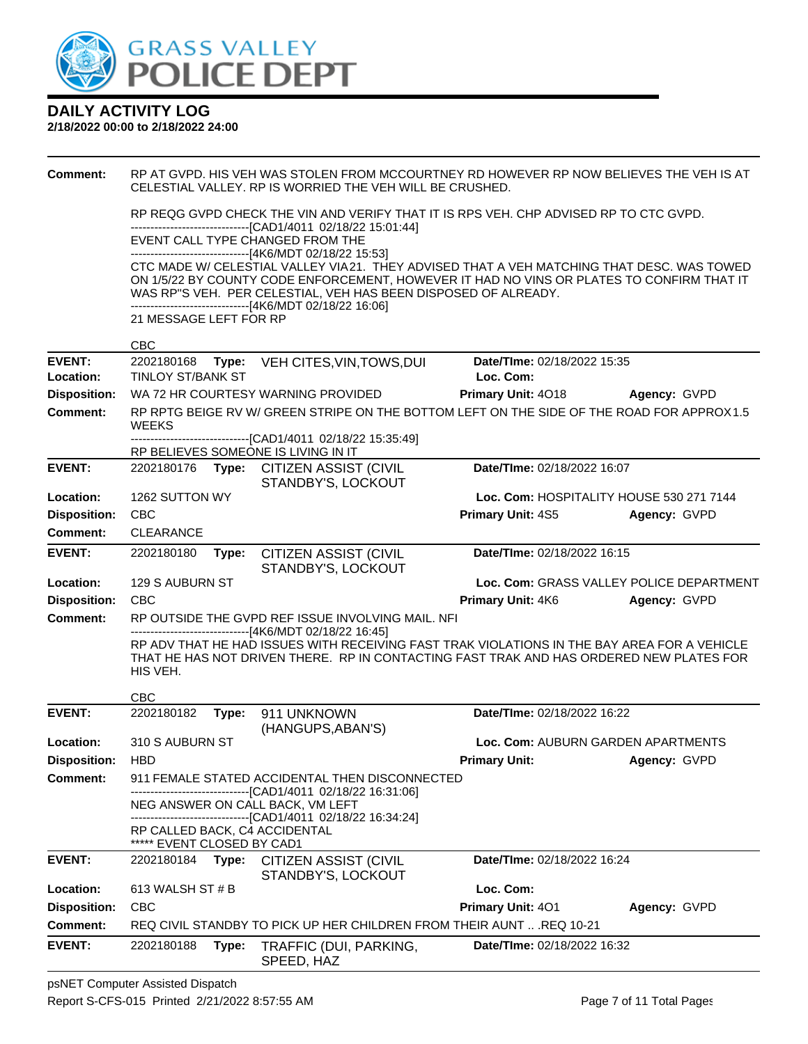**Comment:** RP AT GVPD. HIS VEH WAS STOLEN FROM MCCOURTNEY RD HOWEVER RP NOW BELIEVES THE VEH IS AT CELESTIAL VALLEY. RP IS WORRIED THE VEH WILL BE CRUSHED.

RP REQG GVPD CHECK THE VIN AND VERIFY THAT IT IS RPS VEH. CHP ADVISED RP TO CTC GVPD.
------------------------------[CAD1/4011 02/18/22 15:01:44]
EVENT CALL TYPE CHANGED FROM THE
------------------------------[4K6/MDT 02/18/22 15:53]
CTC MADE W/ CELESTIAL VALLEY VIA21. THEY ADVISED THAT A VEH MATCHING THAT DESC. WAS TOWED ON 1/5/22 BY COUNTY CODE ENFORCEMENT, HOWEVER IT HAD NO VINS OR PLATES TO CONFIRM THAT IT WAS RP"S VEH. PER CELESTIAL, VEH HAS BEEN DISPOSED OF ALREADY.
------------------------------[4K6/MDT 02/18/22 16:06]
21 MESSAGE LEFT FOR RP

CBC

---

**EVENT:** 2202180168 **Type:** VEH CITES,VIN,TOWS,DUI **Date/TIme:** 02/18/2022 15:35
**Location:** TINLOY ST/BANK ST **Loc. Com:**
**Disposition:** WA 72 HR COURTESY WARNING PROVIDED **Primary Unit:** 4O18 **Agency:** GVPD
**Comment:** RP RPTG BEIGE RV W/ GREEN STRIPE ON THE BOTTOM LEFT ON THE SIDE OF THE ROAD FOR APPROX1.5 WEEKS
------------------------------[CAD1/4011 02/18/22 15:35:49]
RP BELIEVES SOMEONE IS LIVING IN IT

---

**EVENT:** 2202180176 **Type:** CITIZEN ASSIST (CIVIL STANDBY'S, LOCKOUT **Date/TIme:** 02/18/2022 16:07
**Location:** 1262 SUTTON WY **Loc. Com:** HOSPITALITY HOUSE 530 271 7144
**Disposition:** CBC **Primary Unit:** 4S5 **Agency:** GVPD
**Comment:** CLEARANCE

---

**EVENT:** 2202180180 **Type:** CITIZEN ASSIST (CIVIL STANDBY'S, LOCKOUT **Date/TIme:** 02/18/2022 16:15
**Location:** 129 S AUBURN ST **Loc. Com:** GRASS VALLEY POLICE DEPARTMENT
**Disposition:** CBC **Primary Unit:** 4K6 **Agency:** GVPD
**Comment:** RP OUTSIDE THE GVPD REF ISSUE INVOLVING MAIL. NFI
------------------------------[4K6/MDT 02/18/22 16:45]
RP ADV THAT HE HAD ISSUES WITH RECEIVING FAST TRAK VIOLATIONS IN THE BAY AREA FOR A VEHICLE THAT HE HAS NOT DRIVEN THERE. RP IN CONTACTING FAST TRAK AND HAS ORDERED NEW PLATES FOR HIS VEH.

CBC

---

**EVENT:** 2202180182 **Type:** 911 UNKNOWN (HANGUPS,ABAN'S) **Date/TIme:** 02/18/2022 16:22
**Location:** 310 S AUBURN ST **Loc. Com:** AUBURN GARDEN APARTMENTS
**Disposition:** HBD **Primary Unit:** **Agency:** GVPD
**Comment:** 911 FEMALE STATED ACCIDENTAL THEN DISCONNECTED
------------------------------[CAD1/4011 02/18/22 16:31:06]
NEG ANSWER ON CALL BACK, VM LEFT
------------------------------[CAD1/4011 02/18/22 16:34:24]
RP CALLED BACK, C4 ACCIDENTAL
***** EVENT CLOSED BY CAD1

---

**EVENT:** 2202180184 **Type:** CITIZEN ASSIST (CIVIL STANDBY'S, LOCKOUT **Date/TIme:** 02/18/2022 16:24
**Location:** 613 WALSH ST # B **Loc. Com:**
**Disposition:** CBC **Primary Unit:** 4O1 **Agency:** GVPD
**Comment:** REQ CIVIL STANDBY TO PICK UP HER CHILDREN FROM THEIR AUNT .. .REQ 10-21

---

**EVENT:** 2202180188 **Type:** TRAFFIC (DUI, PARKING, SPEED, HAZ **Date/TIme:** 02/18/2022 16:32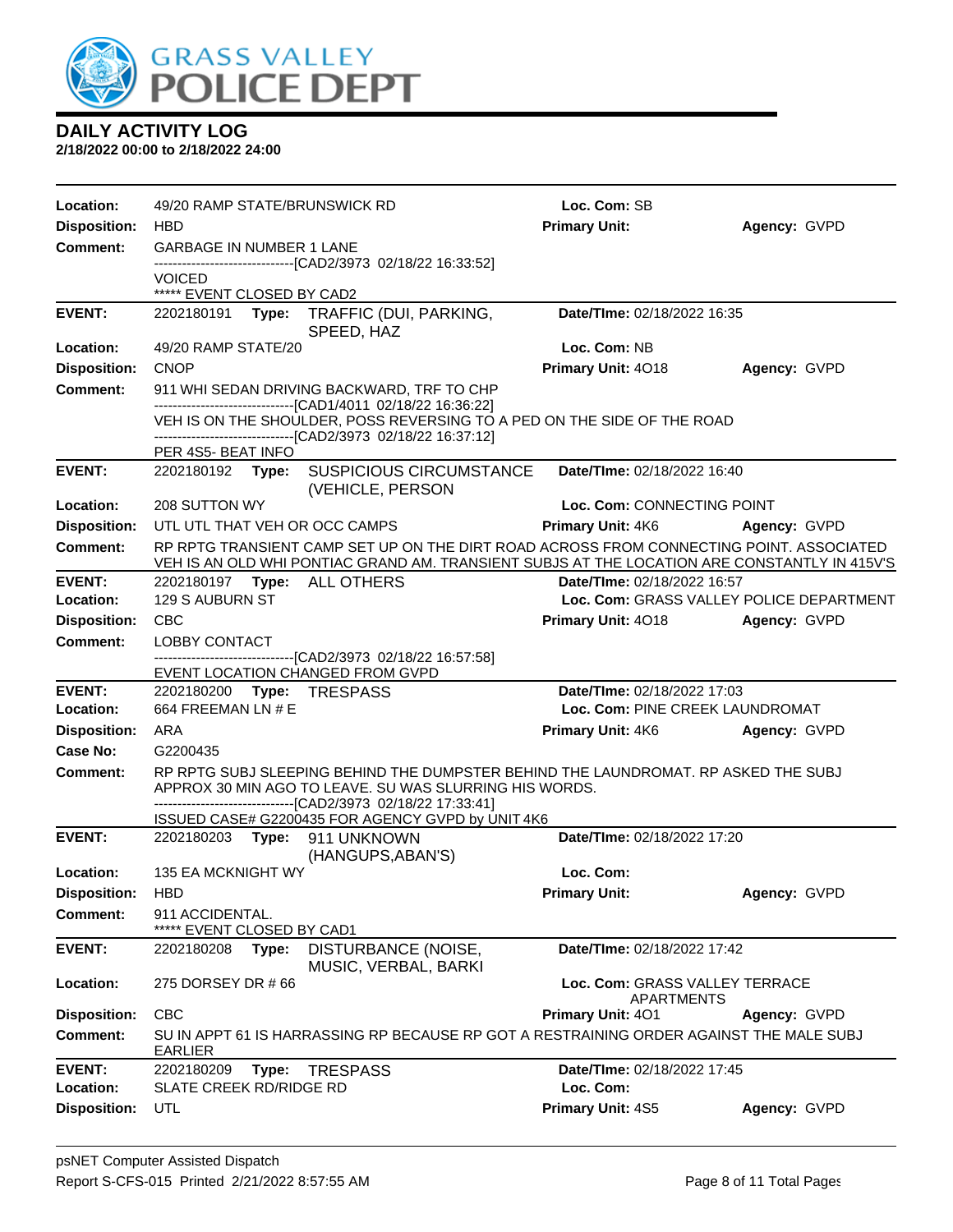# GRASS VALLEY POLICE DEPT

## DAILY ACTIVITY LOG

**2/18/2022 00:00 to 2/18/2022 24:00**

**Location:** 49/20 RAMP STATE/BRUNSWICK RD | **Loc. Com:** SB
**Disposition:** HBD | **Primary Unit:** | **Agency:** GVPD
**Comment:** GARBAGE IN NUMBER 1 LANE
------------------------------[CAD2/3973 02/18/22 16:33:52]
VOICED
***** EVENT CLOSED BY CAD2

---

**EVENT:** 2202180191 **Type:** TRAFFIC (DUI, PARKING, SPEED, HAZ | **Date/TIme:** 02/18/2022 16:35
**Location:** 49/20 RAMP STATE/20 | **Loc. Com:** NB
**Disposition:** CNOP | **Primary Unit:** 4O18 | **Agency:** GVPD
**Comment:** 911 WHI SEDAN DRIVING BACKWARD, TRF TO CHP
------------------------------[CAD1/4011 02/18/22 16:36:22]
VEH IS ON THE SHOULDER, POSS REVERSING TO A PED ON THE SIDE OF THE ROAD
------------------------------[CAD2/3973 02/18/22 16:37:12]
PER 4S5- BEAT INFO

---

**EVENT:** 2202180192 **Type:** SUSPICIOUS CIRCUMSTANCE (VEHICLE, PERSON | **Date/TIme:** 02/18/2022 16:40
**Location:** 208 SUTTON WY | **Loc. Com:** CONNECTING POINT
**Disposition:** UTL UTL THAT VEH OR OCC CAMPS | **Primary Unit:** 4K6 | **Agency:** GVPD
**Comment:** RP RPTG TRANSIENT CAMP SET UP ON THE DIRT ROAD ACROSS FROM CONNECTING POINT. ASSOCIATED VEH IS AN OLD WHI PONTIAC GRAND AM. TRANSIENT SUBJS AT THE LOCATION ARE CONSTANTLY IN 415V'S

---

**EVENT:** 2202180197 **Type:** ALL OTHERS | **Date/TIme:** 02/18/2022 16:57
**Location:** 129 S AUBURN ST | **Loc. Com:** GRASS VALLEY POLICE DEPARTMENT
**Disposition:** CBC | **Primary Unit:** 4O18 | **Agency:** GVPD
**Comment:** LOBBY CONTACT
------------------------------[CAD2/3973 02/18/22 16:57:58]
EVENT LOCATION CHANGED FROM GVPD

---

**EVENT:** 2202180200 **Type:** TRESPASS | **Date/TIme:** 02/18/2022 17:03
**Location:** 664 FREEMAN LN # E | **Loc. Com:** PINE CREEK LAUNDROMAT
**Disposition:** ARA | **Primary Unit:** 4K6 | **Agency:** GVPD
**Case No:** G2200435
**Comment:** RP RPTG SUBJ SLEEPING BEHIND THE DUMPSTER BEHIND THE LAUNDROMAT. RP ASKED THE SUBJ APPROX 30 MIN AGO TO LEAVE. SU WAS SLURRING HIS WORDS.
------------------------------[CAD2/3973 02/18/22 17:33:41]
ISSUED CASE# G2200435 FOR AGENCY GVPD by UNIT 4K6

---

**EVENT:** 2202180203 **Type:** 911 UNKNOWN (HANGUPS,ABAN'S) | **Date/TIme:** 02/18/2022 17:20
**Location:** 135 EA MCKNIGHT WY | **Loc. Com:**
**Disposition:** HBD | **Primary Unit:** | **Agency:** GVPD
**Comment:** 911 ACCIDENTAL.
***** EVENT CLOSED BY CAD1

---

**EVENT:** 2202180208 **Type:** DISTURBANCE (NOISE, MUSIC, VERBAL, BARKI | **Date/TIme:** 02/18/2022 17:42
**Location:** 275 DORSEY DR # 66 | **Loc. Com:** GRASS VALLEY TERRACE APARTMENTS
**Disposition:** CBC | **Primary Unit:** 4O1 | **Agency:** GVPD
**Comment:** SU IN APPT 61 IS HARRASSING RP BECAUSE RP GOT A RESTRAINING ORDER AGAINST THE MALE SUBJ EARLIER

---

**EVENT:** 2202180209 **Type:** TRESPASS | **Date/TIme:** 02/18/2022 17:45
**Location:** SLATE CREEK RD/RIDGE RD | **Loc. Com:**
**Disposition:** UTL | **Primary Unit:** 4S5 | **Agency:** GVPD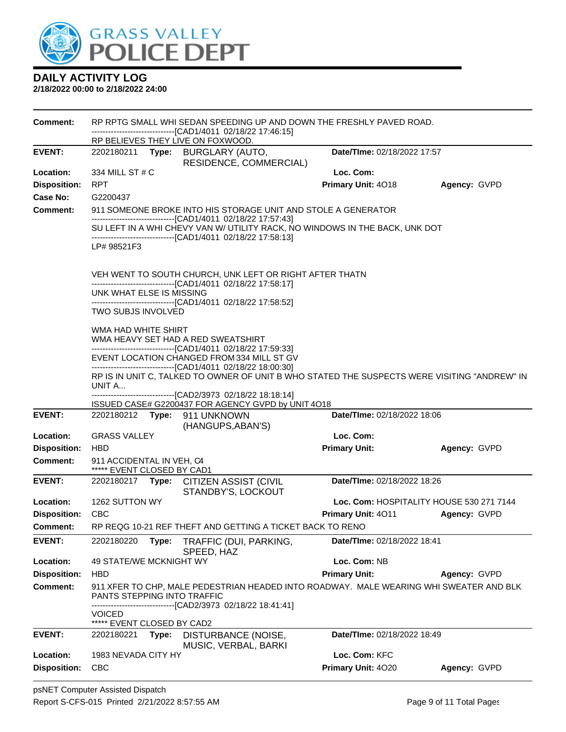# DAILY ACTIVITY LOG

**2/18/2022 00:00 to 2/18/2022 24:00**

**Comment:** RP RPTG SMALL WHI SEDAN SPEEDING UP AND DOWN THE FRESHLY PAVED ROAD.
------------------------------[CAD1/4011 02/18/22 17:46:15]
RP BELIEVES THEY LIVE ON FOXWOOD.

---

**EVENT:** 2202180211 **Type:** BURGLARY (AUTO, RESIDENCE, COMMERCIAL) **Date/TIme:** 02/18/2022 17:57

**Location:** 334 MILL ST # C **Loc. Com:**

**Disposition:** RPT **Primary Unit:** 4O18 **Agency:** GVPD

**Case No:** G2200437

**Comment:** 911 SOMEONE BROKE INTO HIS STORAGE UNIT AND STOLE A GENERATOR
------------------------------[CAD1/4011 02/18/22 17:57:43]
SU LEFT IN A WHI CHEVY VAN W/ UTILITY RACK, NO WINDOWS IN THE BACK, UNK DOT
------------------------------[CAD1/4011 02/18/22 17:58:13]
LP# 98521F3

VEH WENT TO SOUTH CHURCH, UNK LEFT OR RIGHT AFTER THATN
------------------------------[CAD1/4011 02/18/22 17:58:17]
UNK WHAT ELSE IS MISSING
------------------------------[CAD1/4011 02/18/22 17:58:52]
TWO SUBJS INVOLVED

WMA HAD WHITE SHIRT
WMA HEAVY SET HAD A RED SWEATSHIRT
------------------------------[CAD1/4011 02/18/22 17:59:33]
EVENT LOCATION CHANGED FROM 334 MILL ST GV
------------------------------[CAD1/4011 02/18/22 18:00:30]
RP IS IN UNIT C, TALKED TO OWNER OF UNIT B WHO STATED THE SUSPECTS WERE VISITING "ANDREW" IN UNIT A...
------------------------------[CAD2/3973 02/18/22 18:18:14]
ISSUED CASE# G2200437 FOR AGENCY GVPD by UNIT 4O18

---

**EVENT:** 2202180212 **Type:** 911 UNKNOWN (HANGUPS,ABAN'S) **Date/TIme:** 02/18/2022 18:06

**Location:** GRASS VALLEY **Loc. Com:**

**Disposition:** HBD **Primary Unit:** **Agency:** GVPD

**Comment:** 911 ACCIDENTAL IN VEH, C4
***** EVENT CLOSED BY CAD1

---

**EVENT:** 2202180217 **Type:** CITIZEN ASSIST (CIVIL STANDBY'S, LOCKOUT **Date/TIme:** 02/18/2022 18:26

**Location:** 1262 SUTTON WY **Loc. Com:** HOSPITALITY HOUSE 530 271 7144

**Disposition:** CBC **Primary Unit:** 4O11 **Agency:** GVPD

**Comment:** RP REQG 10-21 REF THEFT AND GETTING A TICKET BACK TO RENO

---

**EVENT:** 2202180220 **Type:** TRAFFIC (DUI, PARKING, SPEED, HAZ **Date/TIme:** 02/18/2022 18:41

**Location:** 49 STATE/WE MCKNIGHT WY **Loc. Com:** NB

**Disposition:** HBD **Primary Unit:** **Agency:** GVPD

**Comment:** 911 XFER TO CHP, MALE PEDESTRIAN HEADED INTO ROADWAY. MALE WEARING WHI SWEATER AND BLK PANTS STEPPING INTO TRAFFIC
------------------------------[CAD2/3973 02/18/22 18:41:41]
VOICED
***** EVENT CLOSED BY CAD2

---

**EVENT:** 2202180221 **Type:** DISTURBANCE (NOISE, MUSIC, VERBAL, BARKI **Date/TIme:** 02/18/2022 18:49

**Location:** 1983 NEVADA CITY HY **Loc. Com:** KFC

**Disposition:** CBC **Primary Unit:** 4O20 **Agency:** GVPD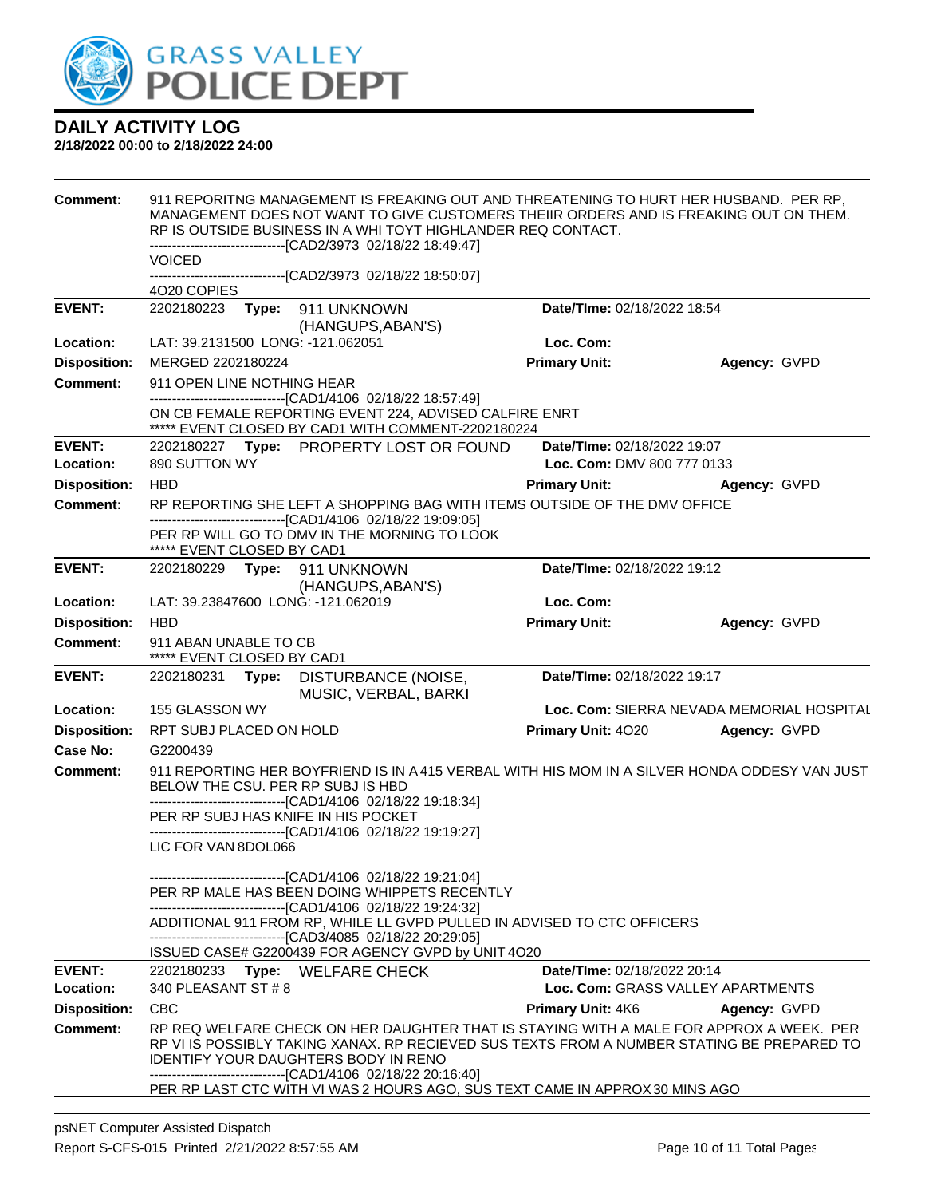# GRASS VALLEY POLICE DEPT

## DAILY ACTIVITY LOG

**2/18/2022 00:00 to 2/18/2022 24:00**

**Comment:** 911 REPORITNG MANAGEMENT IS FREAKING OUT AND THREATENING TO HURT HER HUSBAND. PER RP, MANAGEMENT DOES NOT WANT TO GIVE CUSTOMERS THEIIR ORDERS AND IS FREAKING OUT ON THEM. RP IS OUTSIDE BUSINESS IN A WHI TOYT HIGHLANDER REQ CONTACT.
------------------------------[CAD2/3973 02/18/22 18:49:47]
VOICED
------------------------------[CAD2/3973 02/18/22 18:50:07]
4O20 COPIES

---

| | | | |
|---|---|---|---|
| **EVENT:** | 2202180223 **Type:** 911 UNKNOWN (HANGUPS,ABAN'S) | **Date/TIme:** 02/18/2022 18:54 | |
| **Location:** | LAT: 39.2131500 LONG: -121.062051 | **Loc. Com:** | |
| **Disposition:** | MERGED 2202180224 | **Primary Unit:** | **Agency:** GVPD |

**Comment:** 911 OPEN LINE NOTHING HEAR
------------------------------[CAD1/4106 02/18/22 18:57:49]
ON CB FEMALE REPORTING EVENT 224, ADVISED CALFIRE ENRT
***** EVENT CLOSED BY CAD1 WITH COMMENT-2202180224

---

| | | | |
|---|---|---|---|
| **EVENT:** | 2202180227 **Type:** PROPERTY LOST OR FOUND | **Date/TIme:** 02/18/2022 19:07 | |
| **Location:** | 890 SUTTON WY | **Loc. Com:** DMV 800 777 0133 | |
| **Disposition:** | HBD | **Primary Unit:** | **Agency:** GVPD |

**Comment:** RP REPORTING SHE LEFT A SHOPPING BAG WITH ITEMS OUTSIDE OF THE DMV OFFICE
------------------------------[CAD1/4106 02/18/22 19:09:05]
PER RP WILL GO TO DMV IN THE MORNING TO LOOK
***** EVENT CLOSED BY CAD1

---

| | | | |
|---|---|---|---|
| **EVENT:** | 2202180229 **Type:** 911 UNKNOWN (HANGUPS,ABAN'S) | **Date/TIme:** 02/18/2022 19:12 | |
| **Location:** | LAT: 39.23847600 LONG: -121.062019 | **Loc. Com:** | |
| **Disposition:** | HBD | **Primary Unit:** | **Agency:** GVPD |

**Comment:** 911 ABAN UNABLE TO CB
***** EVENT CLOSED BY CAD1

---

| | | | |
|---|---|---|---|
| **EVENT:** | 2202180231 **Type:** DISTURBANCE (NOISE, MUSIC, VERBAL, BARKI | **Date/TIme:** 02/18/2022 19:17 | |
| **Location:** | 155 GLASSON WY | **Loc. Com:** SIERRA NEVADA MEMORIAL HOSPITAL | |
| **Disposition:** | RPT SUBJ PLACED ON HOLD | **Primary Unit:** 4O20 | **Agency:** GVPD |
| **Case No:** | G2200439 | | |

**Comment:** 911 REPORTING HER BOYFRIEND IS IN A 415 VERBAL WITH HIS MOM IN A SILVER HONDA ODDESY VAN JUST BELOW THE CSU. PER RP SUBJ IS HBD
------------------------------[CAD1/4106 02/18/22 19:18:34]
PER RP SUBJ HAS KNIFE IN HIS POCKET
------------------------------[CAD1/4106 02/18/22 19:19:27]
LIC FOR VAN 8DOL066

------------------------------[CAD1/4106 02/18/22 19:21:04]
PER RP MALE HAS BEEN DOING WHIPPETS RECENTLY
------------------------------[CAD1/4106 02/18/22 19:24:32]
ADDITIONAL 911 FROM RP, WHILE LL GVPD PULLED IN ADVISED TO CTC OFFICERS
------------------------------[CAD3/4085 02/18/22 20:29:05]
ISSUED CASE# G2200439 FOR AGENCY GVPD by UNIT 4O20

---

| | | | |
|---|---|---|---|
| **EVENT:** | 2202180233 **Type:** WELFARE CHECK | **Date/TIme:** 02/18/2022 20:14 | |
| **Location:** | 340 PLEASANT ST # 8 | **Loc. Com:** GRASS VALLEY APARTMENTS | |
| **Disposition:** | CBC | **Primary Unit:** 4K6 | **Agency:** GVPD |

**Comment:** RP REQ WELFARE CHECK ON HER DAUGHTER THAT IS STAYING WITH A MALE FOR APPROX A WEEK. PER RP VI IS POSSIBLY TAKING XANAX. RP RECIEVED SUS TEXTS FROM A NUMBER STATING BE PREPARED TO IDENTIFY YOUR DAUGHTERS BODY IN RENO
------------------------------[CAD1/4106 02/18/22 20:16:40]
PER RP LAST CTC WITH VI WAS 2 HOURS AGO, SUS TEXT CAME IN APPROX 30 MINS AGO

---

psNET Computer Assisted Dispatch
Report S-CFS-015 Printed 2/21/2022 8:57:55 AM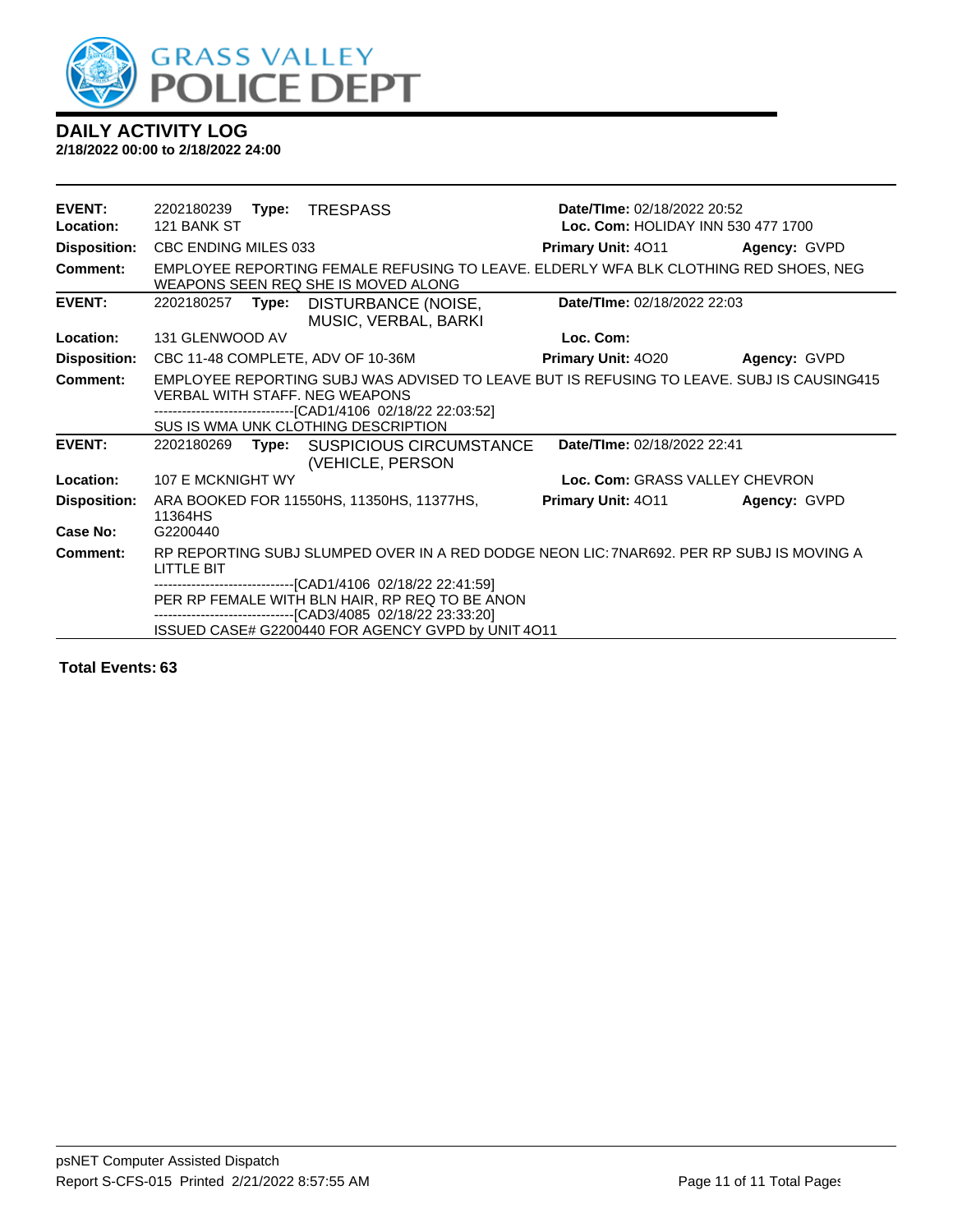# GRASS VALLEY POLICE DEPT

## DAILY ACTIVITY LOG

**2/18/2022 00:00 to 2/18/2022 24:00**

| | | | |
|---|---|---|---|
| **EVENT:** 2202180239 **Type:** TRESPASS | | **Date/TIme:** 02/18/2022 20:52 | |
| **Location:** 121 BANK ST | | **Loc. Com:** HOLIDAY INN 530 477 1700 | |
| **Disposition:** CBC ENDING MILES 033 | | **Primary Unit:** 4O11 | **Agency:** GVPD |
| **Comment:** EMPLOYEE REPORTING FEMALE REFUSING TO LEAVE. ELDERLY WFA BLK CLOTHING RED SHOES, NEG WEAPONS SEEN REQ SHE IS MOVED ALONG | | | |

| | | | |
|---|---|---|---|
| **EVENT:** 2202180257 **Type:** DISTURBANCE (NOISE, MUSIC, VERBAL, BARKI | | **Date/TIme:** 02/18/2022 22:03 | |
| **Location:** 131 GLENWOOD AV | | **Loc. Com:** | |
| **Disposition:** CBC 11-48 COMPLETE, ADV OF 10-36M | | **Primary Unit:** 4O20 | **Agency:** GVPD |
| **Comment:** EMPLOYEE REPORTING SUBJ WAS ADVISED TO LEAVE BUT IS REFUSING TO LEAVE. SUBJ IS CAUSING415 VERBAL WITH STAFF. NEG WEAPONS<br>------------------------------[CAD1/4106 02/18/22 22:03:52]<br>SUS IS WMA UNK CLOTHING DESCRIPTION | | | |

| | | | |
|---|---|---|---|
| **EVENT:** 2202180269 **Type:** SUSPICIOUS CIRCUMSTANCE (VEHICLE, PERSON | | **Date/TIme:** 02/18/2022 22:41 | |
| **Location:** 107 E MCKNIGHT WY | | **Loc. Com:** GRASS VALLEY CHEVRON | |
| **Disposition:** ARA BOOKED FOR 11550HS, 11350HS, 11377HS, 11364HS | | **Primary Unit:** 4O11 | **Agency:** GVPD |
| **Case No:** G2200440 | | | |
| **Comment:** RP REPORTING SUBJ SLUMPED OVER IN A RED DODGE NEON LIC:7NAR692. PER RP SUBJ IS MOVING A LITTLE BIT<br>------------------------------[CAD1/4106 02/18/22 22:41:59]<br>PER RP FEMALE WITH BLN HAIR, RP REQ TO BE ANON<br>------------------------------[CAD3/4085 02/18/22 23:33:20]<br>ISSUED CASE# G2200440 FOR AGENCY GVPD by UNIT 4O11 | | | |

**Total Events: 63**

psNET Computer Assisted Dispatch
Report S-CFS-015 Printed 2/21/2022 8:57:55 AM